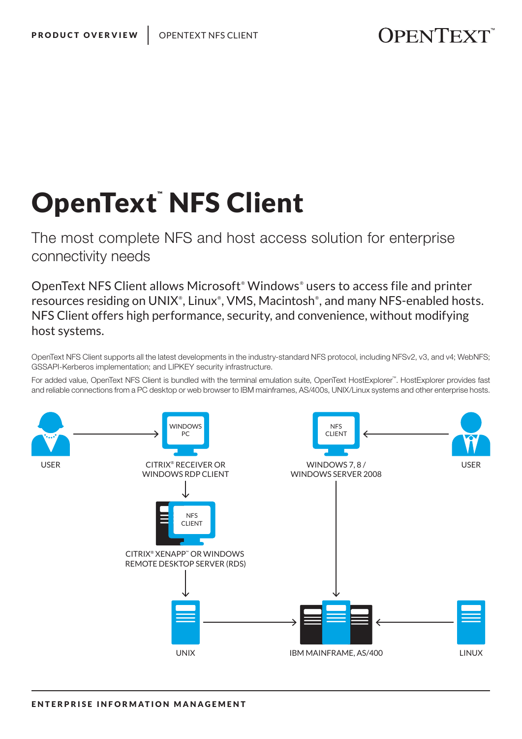# OpenText™ NFS Client

## The most complete NFS and host access solution for enterprise connectivity needs

OpenText NFS Client allows Microsoft® Windows® users to access file and printer resources residing on UNIX®, Linux®, VMS, Macintosh®, and many NFS-enabled hosts. NFS Client offers high performance, security, and convenience, without modifying host systems.

OpenText NFS Client supports all the latest developments in the industry-standard NFS protocol, including NFSv2, v3, and v4; WebNFS; GSSAPI-Kerberos implementation; and LIPKEY security infrastructure.

For added value, OpenText NFS Client is bundled with the terminal emulation suite, OpenText HostExplorer™. HostExplorer provides fast and reliable connections from a PC desktop or web browser to IBM mainframes, AS/400s, UNIX/Linux systems and other enterprise hosts.

USER → WINDOWS PC (CITRIX® RECEIVER OR WINDOWS RDP CLIENT) → NFS CLIENT (CITRIX® XENAPP™ OR WINDOWS REMOTE DESKTOP SERVER (RDS)) → UNIX → IBM MAINFRAME, AS/400

USER → NFS CLIENT (WINDOWS 7, 8 / WINDOWS SERVER 2008) → IBM MAINFRAME, AS/400

LINUX → IBM MAINFRAME, AS/400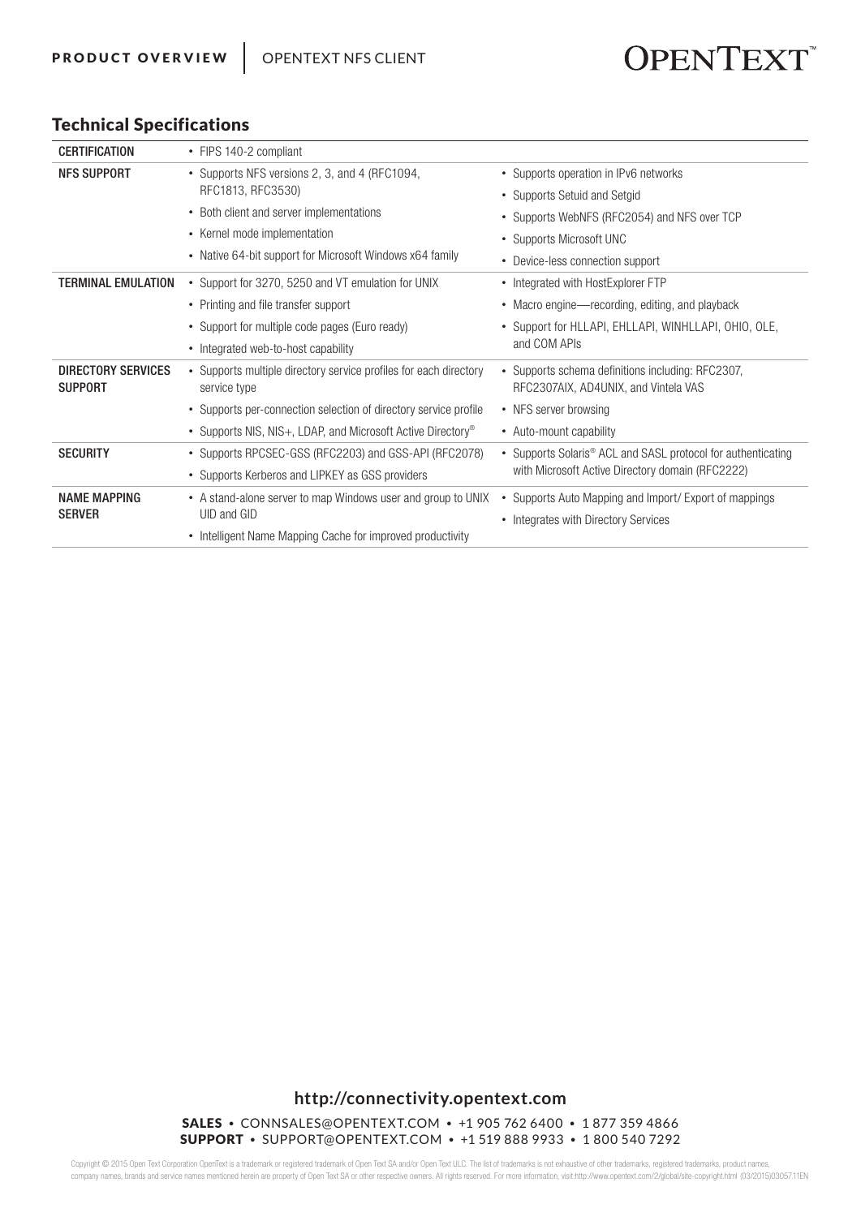## Technical Specifications

| | | |
|---|---|---|
| CERTIFICATION | • FIPS 140-2 compliant | |
| NFS SUPPORT | • Supports NFS versions 2, 3, and 4 (RFC1094, RFC1813, RFC3530)<br>• Both client and server implementations<br>• Kernel mode implementation<br>• Native 64-bit support for Microsoft Windows x64 family | • Supports operation in IPv6 networks<br>• Supports Setuid and Setgid<br>• Supports WebNFS (RFC2054) and NFS over TCP<br>• Supports Microsoft UNC<br>• Device-less connection support |
| TERMINAL EMULATION | • Support for 3270, 5250 and VT emulation for UNIX<br>• Printing and file transfer support<br>• Support for multiple code pages (Euro ready)<br>• Integrated web-to-host capability | • Integrated with HostExplorer FTP<br>• Macro engine—recording, editing, and playback<br>• Support for HLLAPI, EHLLAPI, WINHLLAPI, OHIO, OLE, and COM APIs |
| DIRECTORY SERVICES SUPPORT | • Supports multiple directory service profiles for each directory service type<br>• Supports per-connection selection of directory service profile<br>• Supports NIS, NIS+, LDAP, and Microsoft Active Directory® | • Supports schema definitions including: RFC2307, RFC2307AIX, AD4UNIX, and Vintela VAS<br>• NFS server browsing<br>• Auto-mount capability |
| SECURITY | • Supports RPCSEC-GSS (RFC2203) and GSS-API (RFC2078)<br>• Supports Kerberos and LIPKEY as GSS providers | • Supports Solaris® ACL and SASL protocol for authenticating with Microsoft Active Directory domain (RFC2222) |
| NAME MAPPING SERVER | • A stand-alone server to map Windows user and group to UNIX UID and GID<br>• Intelligent Name Mapping Cache for improved productivity | • Supports Auto Mapping and Import/ Export of mappings<br>• Integrates with Directory Services |

**http://connectivity.opentext.com**

**SALES** • CONNSALES@OPENTEXT.COM • +1 905 762 6400 • 1 877 359 4866
**SUPPORT** • SUPPORT@OPENTEXT.COM • +1 519 888 9933 • 1 800 540 7292

Copyright © 2015 Open Text Corporation OpenText is a trademark or registered trademark of Open Text SA and/or Open Text ULC. The list of trademarks is not exhaustive of other trademarks, registered trademarks, product names, company names, brands and service names mentioned herein are property of Open Text SA or other respective owners. All rights reserved. For more information, visit:http://www.opentext.com/2/global/site-copyright.html (03/2015)03057.11EN